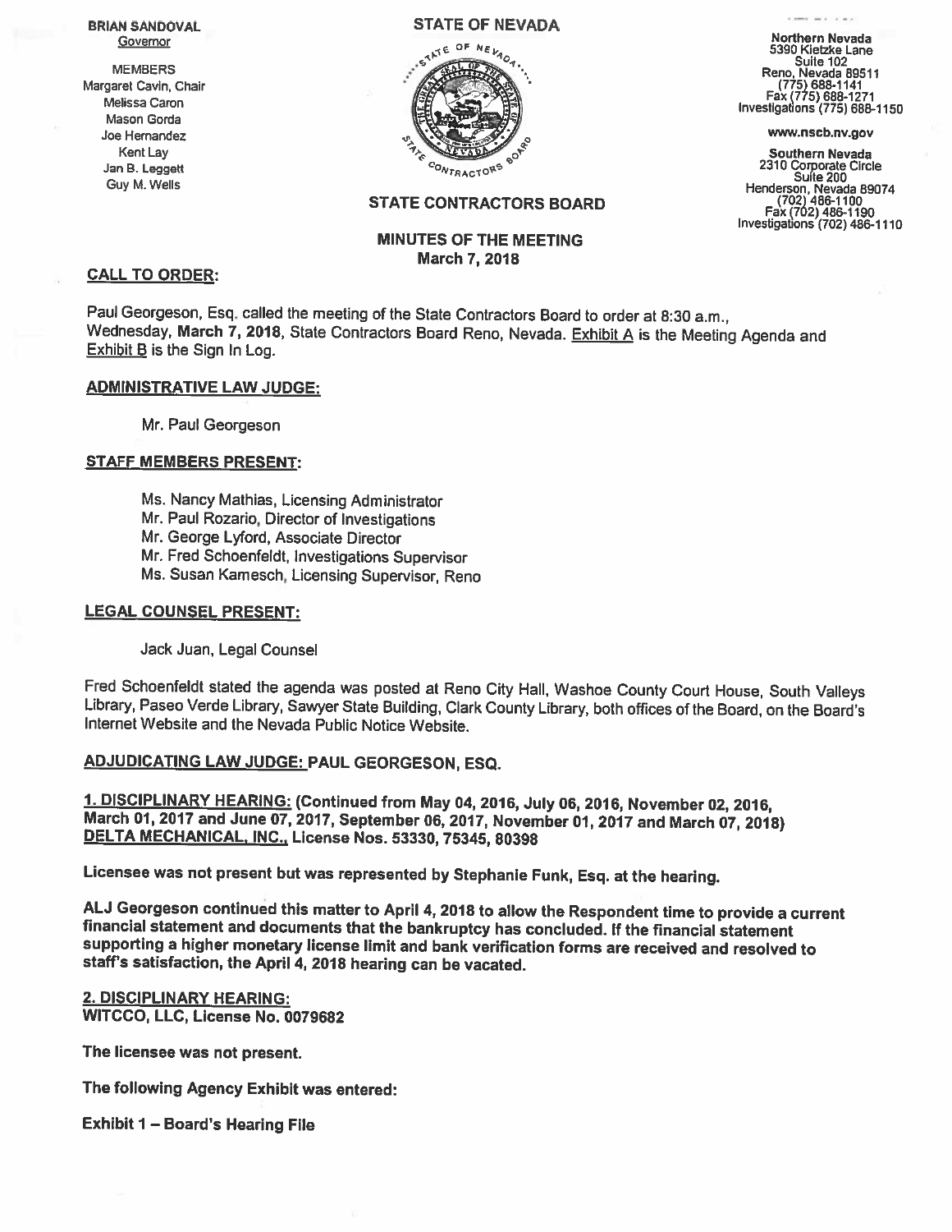**BRIAN SANDOVAL**
Governor

MEMBERS
Margaret Cavin, Chair
Melissa Caron
Mason Gorda
Joe Hernandez
Kent Lay
Jan B. Leggett
Guy M. Wells

**STATE OF NEVADA**

**STATE CONTRACTORS BOARD**

**Northern Nevada**
5390 Kietzke Lane
Suite 102
Reno, Nevada 89511
(775) 688-1141
Fax (775) 688-1271
Investigations (775) 688-1150

**www.nscb.nv.gov**

**Southern Nevada**
2310 Corporate Circle
Suite 200
Henderson, Nevada 89074
(702) 486-1100
Fax (702) 486-1190
Investigations (702) 486-1110

## MINUTES OF THE MEETING
## March 7, 2018

### CALL TO ORDER:

Paul Georgeson, Esq. called the meeting of the State Contractors Board to order at 8:30 a.m., Wednesday, **March 7, 2018**, State Contractors Board Reno, Nevada. Exhibit A is the Meeting Agenda and Exhibit B is the Sign In Log.

### ADMINISTRATIVE LAW JUDGE:

Mr. Paul Georgeson

### STAFF MEMBERS PRESENT:

Ms. Nancy Mathias, Licensing Administrator
Mr. Paul Rozario, Director of Investigations
Mr. George Lyford, Associate Director
Mr. Fred Schoenfeldt, Investigations Supervisor
Ms. Susan Kamesch, Licensing Supervisor, Reno

### LEGAL COUNSEL PRESENT:

Jack Juan, Legal Counsel

Fred Schoenfeldt stated the agenda was posted at Reno City Hall, Washoe County Court House, South Valleys Library, Paseo Verde Library, Sawyer State Building, Clark County Library, both offices of the Board, on the Board's Internet Website and the Nevada Public Notice Website.

### ADJUDICATING LAW JUDGE: PAUL GEORGESON, ESQ.

**1. DISCIPLINARY HEARING: (Continued from May 04, 2016, July 06, 2016, November 02, 2016, March 01, 2017 and June 07, 2017, September 06, 2017, November 01, 2017 and March 07, 2018)**
**DELTA MECHANICAL, INC., License Nos. 53330, 75345, 80398**

**Licensee was not present but was represented by Stephanie Funk, Esq. at the hearing.**

**ALJ Georgeson continued this matter to April 4, 2018 to allow the Respondent time to provide a current financial statement and documents that the bankruptcy has concluded. If the financial statement supporting a higher monetary license limit and bank verification forms are received and resolved to staff's satisfaction, the April 4, 2018 hearing can be vacated.**

**2. DISCIPLINARY HEARING:**
**WITCCO, LLC, License No. 0079682**

**The licensee was not present.**

**The following Agency Exhibit was entered:**

**Exhibit 1 – Board's Hearing File**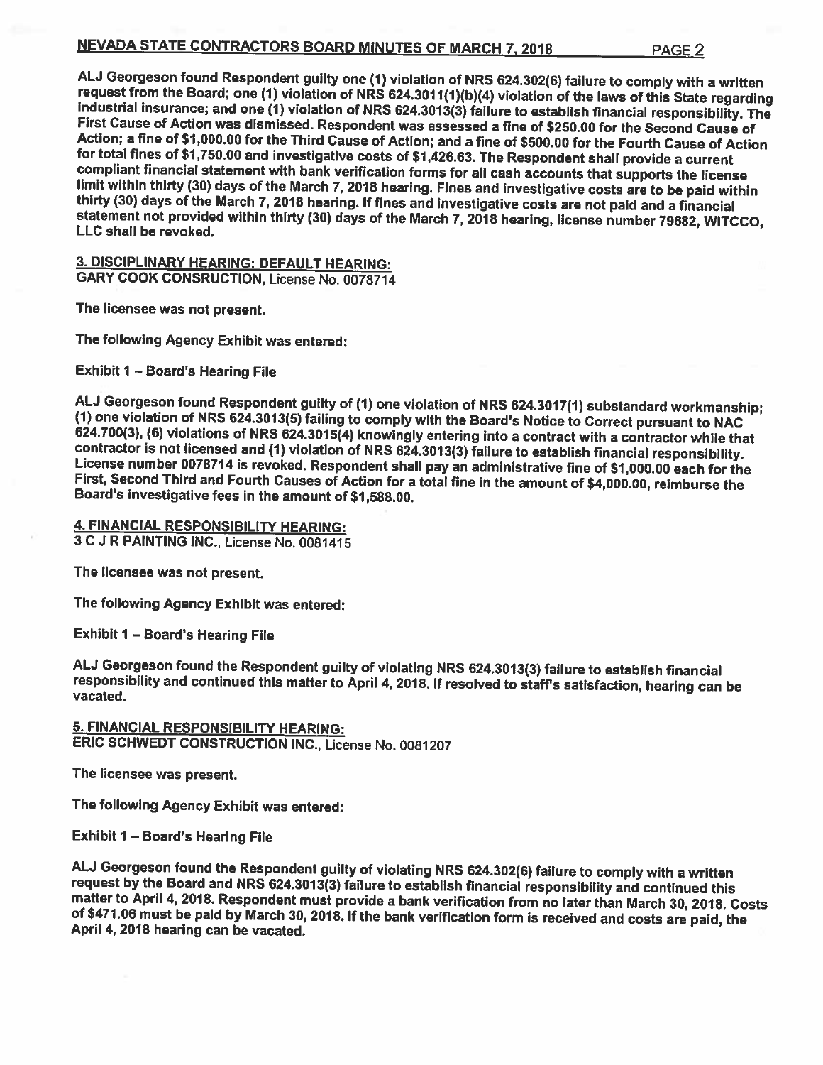ALJ Georgeson found Respondent guilty one (1) violation of NRS 624.302(6) failure to comply with a written request from the Board; one (1) violation of NRS 624.3011(1)(b)(4) violation of the laws of this State regarding industrial insurance; and one (1) violation of NRS 624.3013(3) failure to establish financial responsibility. The First Cause of Action was dismissed. Respondent was assessed a fine of $250.00 for the Second Cause of Action; a fine of $1,000.00 for the Third Cause of Action; and a fine of $500.00 for the Fourth Cause of Action for total fines of $1,750.00 and investigative costs of $1,426.63. The Respondent shall provide a current compliant financial statement with bank verification forms for all cash accounts that supports the license limit within thirty (30) days of the March 7, 2018 hearing. Fines and investigative costs are to be paid within thirty (30) days of the March 7, 2018 hearing. If fines and investigative costs are not paid and a financial statement not provided within thirty (30) days of the March 7, 2018 hearing, license number 79682, WITCCO, LLC shall be revoked.

**3. DISCIPLINARY HEARING: DEFAULT HEARING:**
**GARY COOK CONSRUCTION**, License No. 0078714

The licensee was not present.

The following Agency Exhibit was entered:

Exhibit 1 – Board's Hearing File

ALJ Georgeson found Respondent guilty of (1) one violation of NRS 624.3017(1) substandard workmanship; (1) one violation of NRS 624.3013(5) failing to comply with the Board's Notice to Correct pursuant to NAC 624.700(3), (6) violations of NRS 624.3015(4) knowingly entering into a contract with a contractor while that contractor is not licensed and (1) violation of NRS 624.3013(3) failure to establish financial responsibility. License number 0078714 is revoked. Respondent shall pay an administrative fine of $1,000.00 each for the First, Second Third and Fourth Causes of Action for a total fine in the amount of $4,000.00, reimburse the Board's investigative fees in the amount of $1,588.00.

**4. FINANCIAL RESPONSIBILITY HEARING:**
**3 C J R PAINTING INC.**, License No. 0081415

The licensee was not present.

The following Agency Exhibit was entered:

Exhibit 1 – Board's Hearing File

ALJ Georgeson found the Respondent guilty of violating NRS 624.3013(3) failure to establish financial responsibility and continued this matter to April 4, 2018. If resolved to staff's satisfaction, hearing can be vacated.

**5. FINANCIAL RESPONSIBILITY HEARING:**
**ERIC SCHWEDT CONSTRUCTION INC.**, License No. 0081207

The licensee was present.

The following Agency Exhibit was entered:

Exhibit 1 – Board's Hearing File

ALJ Georgeson found the Respondent guilty of violating NRS 624.302(6) failure to comply with a written request by the Board and NRS 624.3013(3) failure to establish financial responsibility and continued this matter to April 4, 2018. Respondent must provide a bank verification from no later than March 30, 2018. Costs of $471.06 must be paid by March 30, 2018. If the bank verification form is received and costs are paid, the April 4, 2018 hearing can be vacated.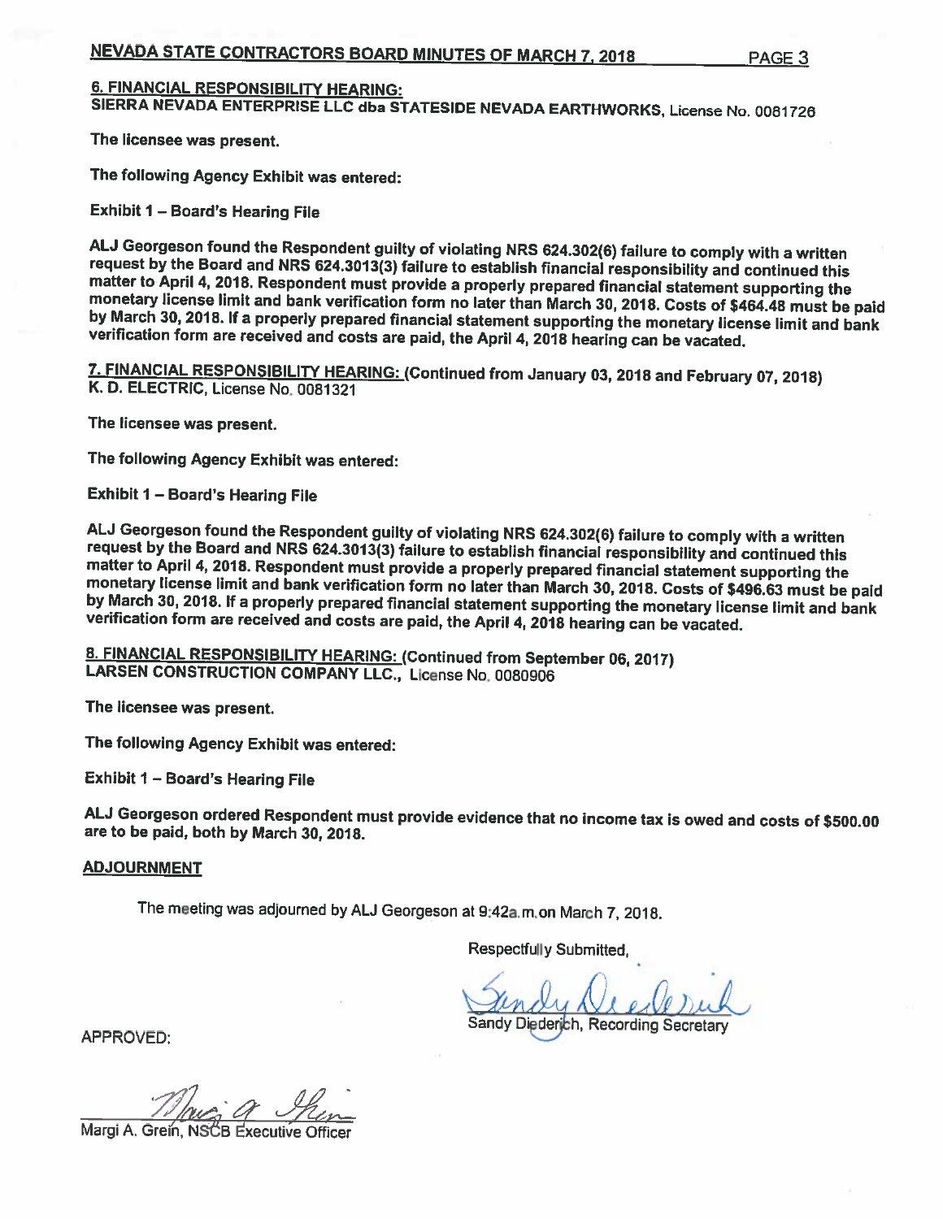**6. FINANCIAL RESPONSIBILITY HEARING:**
**SIERRA NEVADA ENTERPRISE LLC dba STATESIDE NEVADA EARTHWORKS**, License No. 0081726

The licensee was present.

The following Agency Exhibit was entered:

Exhibit 1 – Board's Hearing File

ALJ Georgeson found the Respondent guilty of violating NRS 624.302(6) failure to comply with a written request by the Board and NRS 624.3013(3) failure to establish financial responsibility and continued this matter to April 4, 2018. Respondent must provide a properly prepared financial statement supporting the monetary license limit and bank verification form no later than March 30, 2018. Costs of $464.48 must be paid by March 30, 2018. If a properly prepared financial statement supporting the monetary license limit and bank verification form are received and costs are paid, the April 4, 2018 hearing can be vacated.

**7. FINANCIAL RESPONSIBILITY HEARING: (Continued from January 03, 2018 and February 07, 2018)**
**K. D. ELECTRIC**, License No. 0081321

The licensee was present.

The following Agency Exhibit was entered:

Exhibit 1 – Board's Hearing File

ALJ Georgeson found the Respondent guilty of violating NRS 624.302(6) failure to comply with a written request by the Board and NRS 624.3013(3) failure to establish financial responsibility and continued this matter to April 4, 2018. Respondent must provide a properly prepared financial statement supporting the monetary license limit and bank verification form no later than March 30, 2018. Costs of $496.63 must be paid by March 30, 2018. If a properly prepared financial statement supporting the monetary license limit and bank verification form are received and costs are paid, the April 4, 2018 hearing can be vacated.

**8. FINANCIAL RESPONSIBILITY HEARING: (Continued from September 06, 2017)**
**LARSEN CONSTRUCTION COMPANY LLC.**, License No. 0080906

The licensee was present.

The following Agency Exhibit was entered:

Exhibit 1 – Board's Hearing File

ALJ Georgeson ordered Respondent must provide evidence that no income tax is owed and costs of $500.00 are to be paid, both by March 30, 2018.

**ADJOURNMENT**

The meeting was adjourned by ALJ Georgeson at 9:42a.m.on March 7, 2018.

Respectfully Submitted,

Sandy Diederich, Recording Secretary

APPROVED:

Margi A. Grein, NSCB Executive Officer